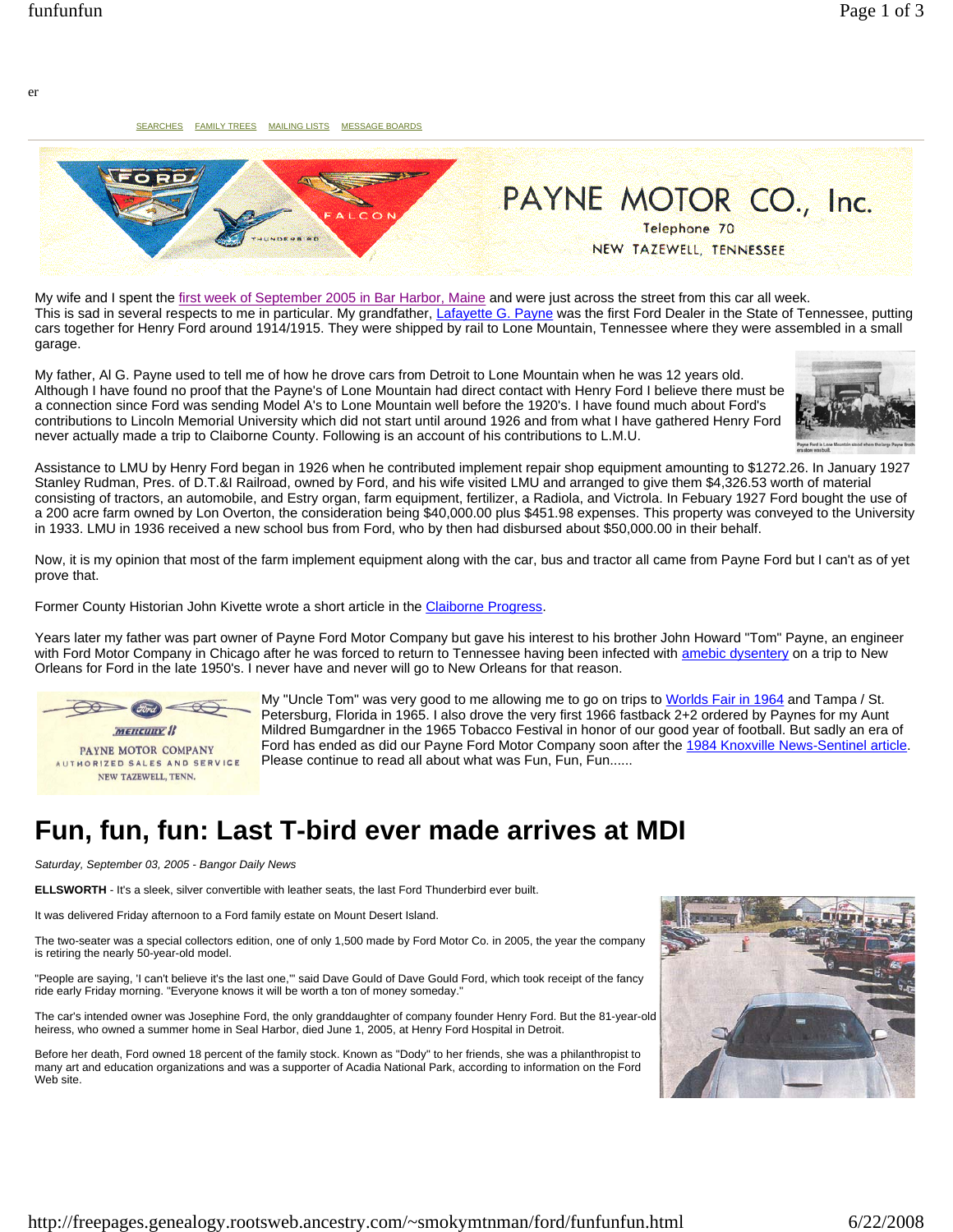er

SEARCHES FAMILY TREES MAILING LISTS MESSAGE BOARDS

PAYNE MOTOR CO., Inc.

Telephone 70

NEW TAZEWELL, TENNESSEE

My wife and I spent the first week of September 2005 in Bar Harbor, Maine and were just across the street from this car all week. This is sad in several respects to me in particular. My grandfather, Lafayette G. Payne was the first Ford Dealer in the State of Tennessee, putting cars together for Henry Ford around 1914/1915. They were shipped by rail to Lone Mountain, Tennessee where they were assembled in a small garage.

My father, Al G. Payne used to tell me of how he drove cars from Detroit to Lone Mountain when he was 12 years old. Although I have found no proof that the Payne's of Lone Mountain had direct contact with Henry Ford I believe there must be a connection since Ford was sending Model A's to Lone Mountain well before the 1920's. I have found much about Ford's contributions to Lincoln Memorial University which did not start until around 1926 and from what I have gathered Henry Ford never actually made a trip to Claiborne County. Following is an account of his contributions to L.M.U.

Assistance to LMU by Henry Ford began in 1926 when he contributed implement repair shop equipment amounting to $1272.26. In January 1927 Stanley Rudman, Pres. of D.T.&I Railroad, owned by Ford, and his wife visited LMU and arranged to give them $4,326.53 worth of material consisting of tractors, an automobile, and Estry organ, farm equipment, fertilizer, a Radiola, and Victrola. In Febuary 1927 Ford bought the use of a 200 acre farm owned by Lon Overton, the consideration being $40,000.00 plus $451.98 expenses. This property was conveyed to the University in 1933. LMU in 1936 received a new school bus from Ford, who by then had disbursed about $50,000.00 in their behalf.

Now, it is my opinion that most of the farm implement equipment along with the car, bus and tractor all came from Payne Ford but I can't as of yet prove that.

Former County Historian John Kivette wrote a short article in the Claiborne Progress.

Years later my father was part owner of Payne Ford Motor Company but gave his interest to his brother John Howard "Tom" Payne, an engineer with Ford Motor Company in Chicago after he was forced to return to Tennessee having been infected with amebic dysentery on a trip to New Orleans for Ford in the late 1950's. I never have and never will go to New Orleans for that reason.

PAYNE MOTOR COMPANY
AUTHORIZED SALES AND SERVICE
NEW TAZEWELL, TENN.

My "Uncle Tom" was very good to me allowing me to go on trips to Worlds Fair in 1964 and Tampa / St. Petersburg, Florida in 1965. I also drove the very first 1966 fastback 2+2 ordered by Paynes for my Aunt Mildred Bumgardner in the 1965 Tobacco Festival in honor of our good year of football. But sadly an era of Ford has ended as did our Payne Ford Motor Company soon after the 1984 Knoxville News-Sentinel article. Please continue to read all about what was Fun, Fun, Fun......

# Fun, fun, fun: Last T-bird ever made arrives at MDI

*Saturday, September 03, 2005 - Bangor Daily News*

**ELLSWORTH** - It's a sleek, silver convertible with leather seats, the last Ford Thunderbird ever built.

It was delivered Friday afternoon to a Ford family estate on Mount Desert Island.

The two-seater was a special collectors edition, one of only 1,500 made by Ford Motor Co. in 2005, the year the company is retiring the nearly 50-year-old model.

"People are saying, 'I can't believe it's the last one,'" said Dave Gould of Dave Gould Ford, which took receipt of the fancy ride early Friday morning. "Everyone knows it will be worth a ton of money someday."

The car's intended owner was Josephine Ford, the only granddaughter of company founder Henry Ford. But the 81-year-old heiress, who owned a summer home in Seal Harbor, died June 1, 2005, at Henry Ford Hospital in Detroit.

Before her death, Ford owned 18 percent of the family stock. Known as "Dody" to her friends, she was a philanthropist to many art and education organizations and was a supporter of Acadia National Park, according to information on the Ford Web site.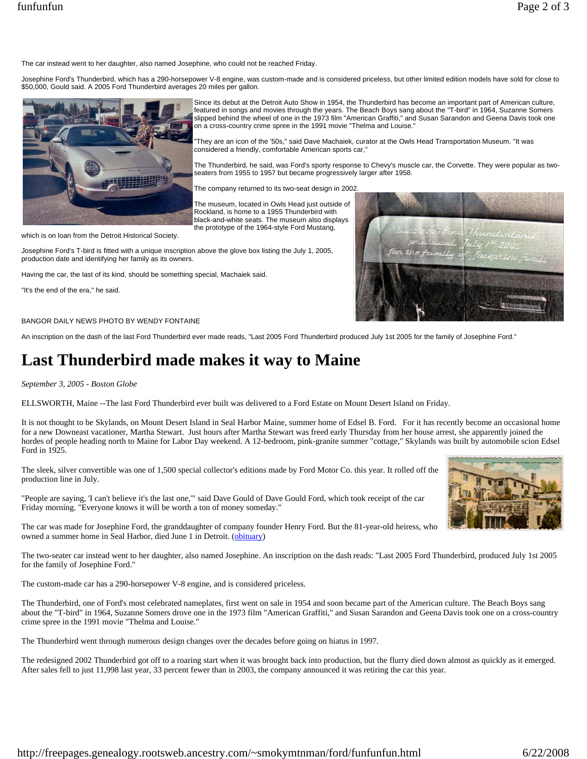The car instead went to her daughter, also named Josephine, who could not be reached Friday.

Josephine Ford's Thunderbird, which has a 290-horsepower V-8 engine, was custom-made and is considered priceless, but other limited edition models have sold for close to $50,000, Gould said. A 2005 Ford Thunderbird averages 20 miles per gallon.

Since its debut at the Detroit Auto Show in 1954, the Thunderbird has become an important part of American culture, featured in songs and movies through the years. The Beach Boys sang about the "T-bird" in 1964, Suzanne Somers slipped behind the wheel of one in the 1973 film "American Graffiti," and Susan Sarandon and Geena Davis took one on a cross-country crime spree in the 1991 movie "Thelma and Louise."

"They are an icon of the '50s," said Dave Machaiek, curator at the Owls Head Transportation Museum. "It was considered a friendly, comfortable American sports car,"

The Thunderbird, he said, was Ford's sporty response to Chevy's muscle car, the Corvette. They were popular as two-seaters from 1955 to 1957 but became progressively larger after 1958.

The company returned to its two-seat design in 2002.

The museum, located in Owls Head just outside of Rockland, is home to a 1955 Thunderbird with black-and-white seats. The museum also displays the prototype of the 1964-style Ford Mustang, which is on loan from the Detroit Historical Society.

Josephine Ford's T-bird is fitted with a unique inscription above the glove box listing the July 1, 2005, production date and identifying her family as its owners.

Having the car, the last of its kind, should be something special, Machaiek said.

"It's the end of the era," he said.

BANGOR DAILY NEWS PHOTO BY WENDY FONTAINE

An inscription on the dash of the last Ford Thunderbird ever made reads, "Last 2005 Ford Thunderbird produced July 1st 2005 for the family of Josephine Ford."

# Last Thunderbird made makes it way to Maine

*September 3, 2005 - Boston Globe*

ELLSWORTH, Maine --The last Ford Thunderbird ever built was delivered to a Ford Estate on Mount Desert Island on Friday.

It is not thought to be Skylands, on Mount Desert Island in Seal Harbor Maine, summer home of Edsel B. Ford. For it has recently become an occasional home for a new Downeast vacationer, Martha Stewart. Just hours after Martha Stewart was freed early Thursday from her house arrest, she apparently joined the hordes of people heading north to Maine for Labor Day weekend. A 12-bedroom, pink-granite summer "cottage," Skylands was built by automobile scion Edsel Ford in 1925.

The sleek, silver convertible was one of 1,500 special collector's editions made by Ford Motor Co. this year. It rolled off the production line in July.

"People are saying, 'I can't believe it's the last one,'" said Dave Gould of Dave Gould Ford, which took receipt of the car Friday morning. "Everyone knows it will be worth a ton of money someday."

The car was made for Josephine Ford, the granddaughter of company founder Henry Ford. But the 81-year-old heiress, who owned a summer home in Seal Harbor, died June 1 in Detroit. (obituary)

The two-seater car instead went to her daughter, also named Josephine. An inscription on the dash reads: "Last 2005 Ford Thunderbird, produced July 1st 2005 for the family of Josephine Ford."

The custom-made car has a 290-horsepower V-8 engine, and is considered priceless.

The Thunderbird, one of Ford's most celebrated nameplates, first went on sale in 1954 and soon became part of the American culture. The Beach Boys sang about the "T-bird" in 1964, Suzanne Somers drove one in the 1973 film "American Graffiti," and Susan Sarandon and Geena Davis took one on a cross-country crime spree in the 1991 movie "Thelma and Louise."

The Thunderbird went through numerous design changes over the decades before going on hiatus in 1997.

The redesigned 2002 Thunderbird got off to a roaring start when it was brought back into production, but the flurry died down almost as quickly as it emerged. After sales fell to just 11,998 last year, 33 percent fewer than in 2003, the company announced it was retiring the car this year.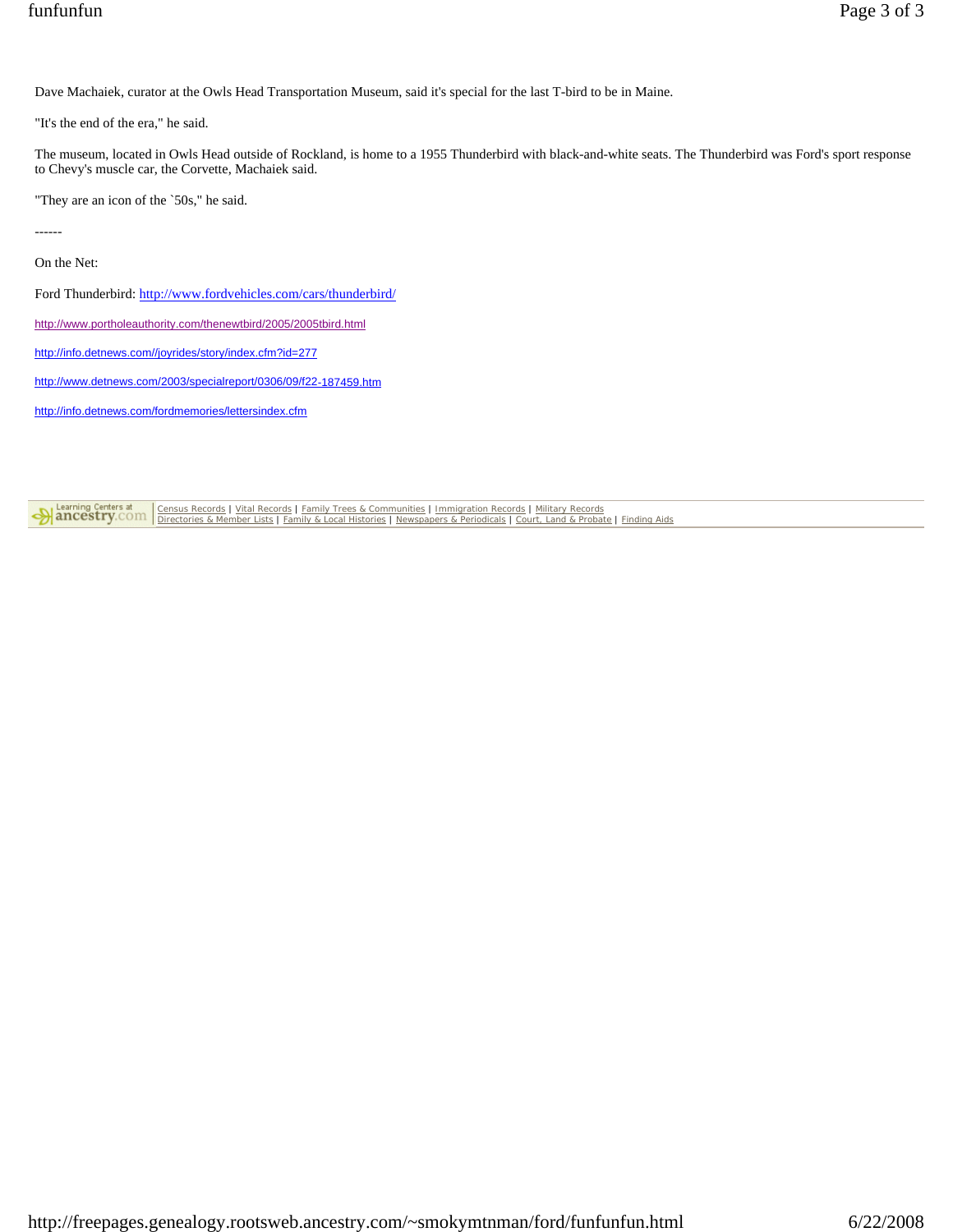Dave Machaiek, curator at the Owls Head Transportation Museum, said it's special for the last T-bird to be in Maine.

"It's the end of the era," he said.

The museum, located in Owls Head outside of Rockland, is home to a 1955 Thunderbird with black-and-white seats. The Thunderbird was Ford's sport response to Chevy's muscle car, the Corvette, Machaiek said.

"They are an icon of the `50s," he said.

------

On the Net:

Ford Thunderbird: http://www.fordvehicles.com/cars/thunderbird/

http://www.portholeauthority.com/thenewtbird/2005/2005tbird.html

http://info.detnews.com//joyrides/story/index.cfm?id=277

http://www.detnews.com/2003/specialreport/0306/09/f22-187459.htm

http://info.detnews.com/fordmemories/lettersindex.cfm

Learning Centers at ancestry.com | Census Records | Vital Records | Family Trees & Communities | Immigration Records | Military Records | Directories & Member Lists | Family & Local Histories | Newspapers & Periodicals | Court, Land & Probate | Finding Aids